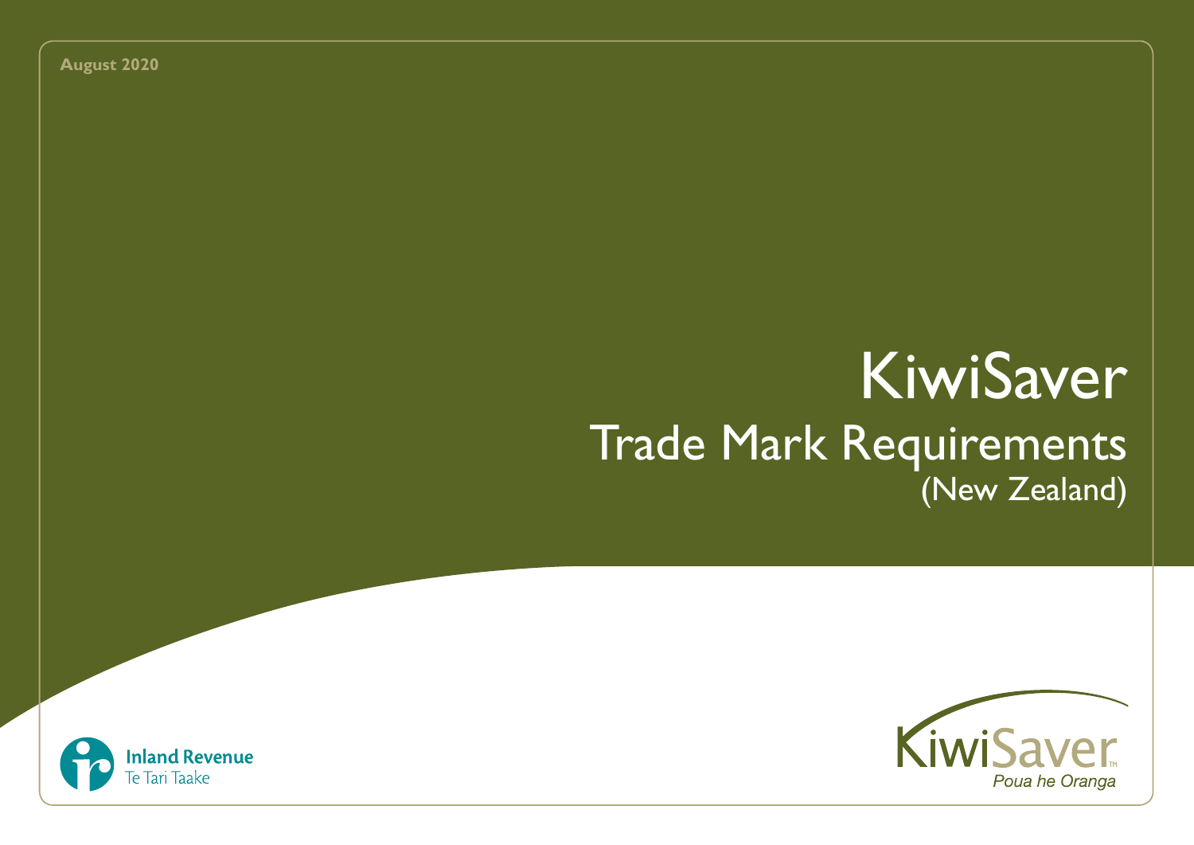August 2020

# KiwiSaver

## Trade Mark Requirements

(New Zealand)

Inland Revenue
Te Tari Taake

KiwiSaver™
*Poua he Oranga*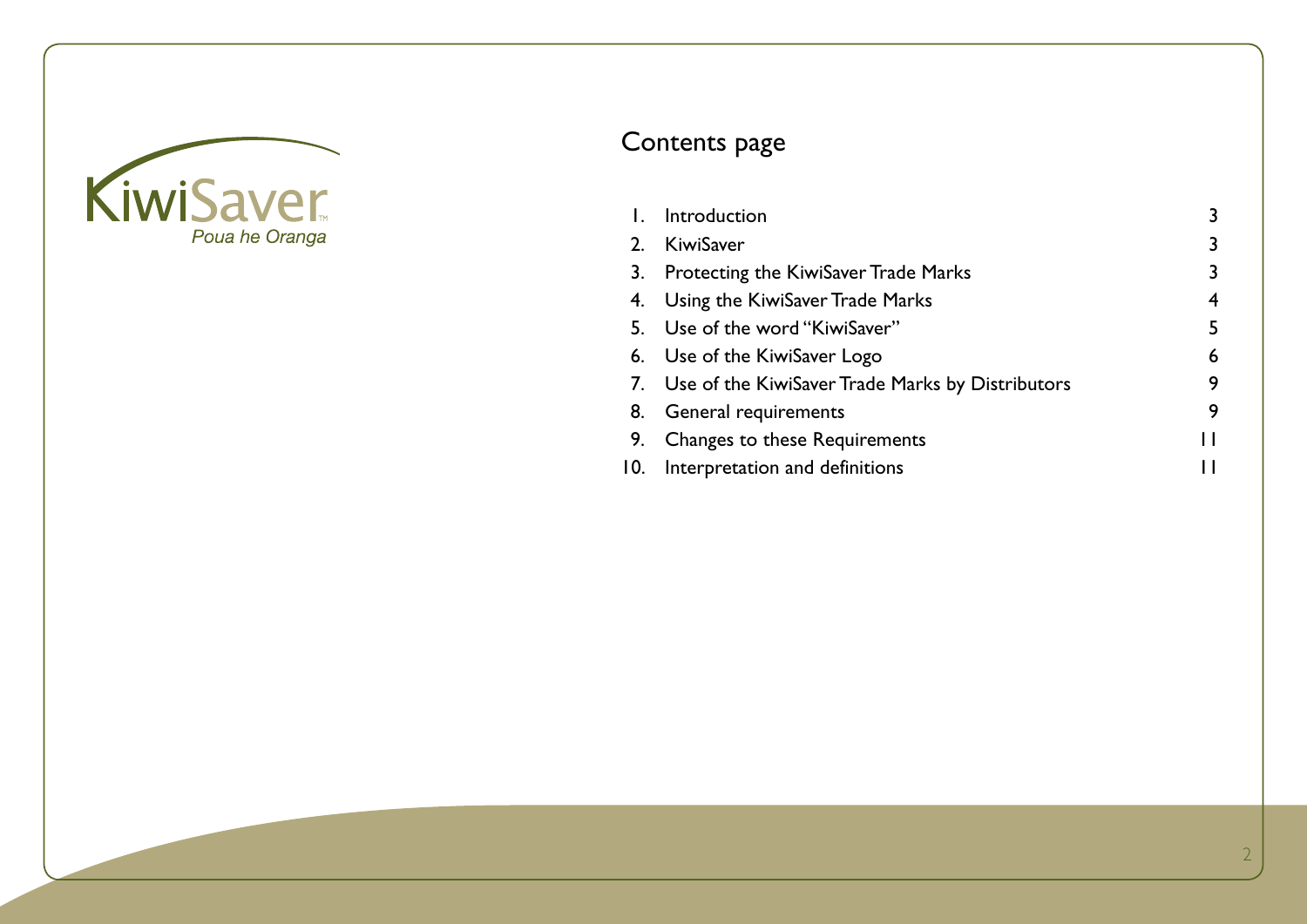# Contents page

| | | |
|---|---|---|
| 1. | Introduction | 3 |
| 2. | KiwiSaver | 3 |
| 3. | Protecting the KiwiSaver Trade Marks | 3 |
| 4. | Using the KiwiSaver Trade Marks | 4 |
| 5. | Use of the word "KiwiSaver" | 5 |
| 6. | Use of the KiwiSaver Logo | 6 |
| 7. | Use of the KiwiSaver Trade Marks by Distributors | 9 |
| 8. | General requirements | 9 |
| 9. | Changes to these Requirements | 11 |
| 10. | Interpretation and definitions | 11 |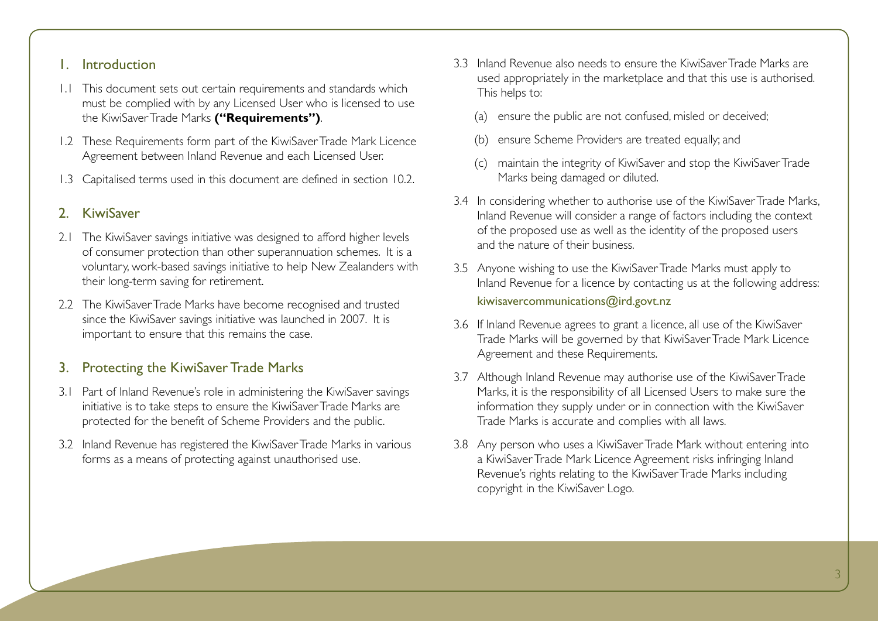## 1. Introduction

1.1 This document sets out certain requirements and standards which must be complied with by any Licensed User who is licensed to use the KiwiSaver Trade Marks **("Requirements")**.

1.2 These Requirements form part of the KiwiSaver Trade Mark Licence Agreement between Inland Revenue and each Licensed User.

1.3 Capitalised terms used in this document are defined in section 10.2.

## 2. KiwiSaver

2.1 The KiwiSaver savings initiative was designed to afford higher levels of consumer protection than other superannuation schemes. It is a voluntary, work-based savings initiative to help New Zealanders with their long-term saving for retirement.

2.2 The KiwiSaver Trade Marks have become recognised and trusted since the KiwiSaver savings initiative was launched in 2007. It is important to ensure that this remains the case.

## 3. Protecting the KiwiSaver Trade Marks

3.1 Part of Inland Revenue's role in administering the KiwiSaver savings initiative is to take steps to ensure the KiwiSaver Trade Marks are protected for the benefit of Scheme Providers and the public.

3.2 Inland Revenue has registered the KiwiSaver Trade Marks in various forms as a means of protecting against unauthorised use.

3.3 Inland Revenue also needs to ensure the KiwiSaver Trade Marks are used appropriately in the marketplace and that this use is authorised. This helps to:

(a) ensure the public are not confused, misled or deceived;

(b) ensure Scheme Providers are treated equally; and

(c) maintain the integrity of KiwiSaver and stop the KiwiSaver Trade Marks being damaged or diluted.

3.4 In considering whether to authorise use of the KiwiSaver Trade Marks, Inland Revenue will consider a range of factors including the context of the proposed use as well as the identity of the proposed users and the nature of their business.

3.5 Anyone wishing to use the KiwiSaver Trade Marks must apply to Inland Revenue for a licence by contacting us at the following address: kiwisavercommunications@ird.govt.nz

3.6 If Inland Revenue agrees to grant a licence, all use of the KiwiSaver Trade Marks will be governed by that KiwiSaver Trade Mark Licence Agreement and these Requirements.

3.7 Although Inland Revenue may authorise use of the KiwiSaver Trade Marks, it is the responsibility of all Licensed Users to make sure the information they supply under or in connection with the KiwiSaver Trade Marks is accurate and complies with all laws.

3.8 Any person who uses a KiwiSaver Trade Mark without entering into a KiwiSaver Trade Mark Licence Agreement risks infringing Inland Revenue's rights relating to the KiwiSaver Trade Marks including copyright in the KiwiSaver Logo.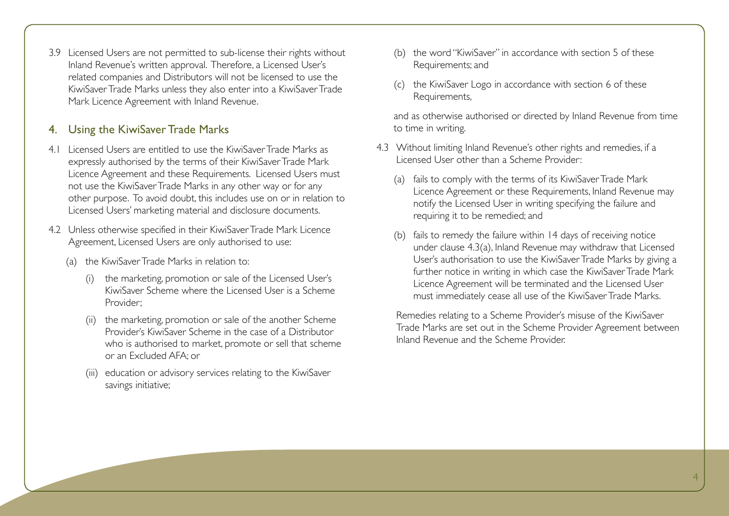3.9 Licensed Users are not permitted to sub-license their rights without Inland Revenue's written approval. Therefore, a Licensed User's related companies and Distributors will not be licensed to use the KiwiSaver Trade Marks unless they also enter into a KiwiSaver Trade Mark Licence Agreement with Inland Revenue.

## 4. Using the KiwiSaver Trade Marks

4.1 Licensed Users are entitled to use the KiwiSaver Trade Marks as expressly authorised by the terms of their KiwiSaver Trade Mark Licence Agreement and these Requirements. Licensed Users must not use the KiwiSaver Trade Marks in any other way or for any other purpose. To avoid doubt, this includes use on or in relation to Licensed Users' marketing material and disclosure documents.

4.2 Unless otherwise specified in their KiwiSaver Trade Mark Licence Agreement, Licensed Users are only authorised to use:

- (a) the KiwiSaver Trade Marks in relation to:
  - (i) the marketing, promotion or sale of the Licensed User's KiwiSaver Scheme where the Licensed User is a Scheme Provider;
  - (ii) the marketing, promotion or sale of the another Scheme Provider's KiwiSaver Scheme in the case of a Distributor who is authorised to market, promote or sell that scheme or an Excluded AFA; or
  - (iii) education or advisory services relating to the KiwiSaver savings initiative;
- (b) the word "KiwiSaver" in accordance with section 5 of these Requirements; and
- (c) the KiwiSaver Logo in accordance with section 6 of these Requirements,

and as otherwise authorised or directed by Inland Revenue from time to time in writing.

4.3 Without limiting Inland Revenue's other rights and remedies, if a Licensed User other than a Scheme Provider:

- (a) fails to comply with the terms of its KiwiSaver Trade Mark Licence Agreement or these Requirements, Inland Revenue may notify the Licensed User in writing specifying the failure and requiring it to be remedied; and
- (b) fails to remedy the failure within 14 days of receiving notice under clause 4.3(a), Inland Revenue may withdraw that Licensed User's authorisation to use the KiwiSaver Trade Marks by giving a further notice in writing in which case the KiwiSaver Trade Mark Licence Agreement will be terminated and the Licensed User must immediately cease all use of the KiwiSaver Trade Marks.

Remedies relating to a Scheme Provider's misuse of the KiwiSaver Trade Marks are set out in the Scheme Provider Agreement between Inland Revenue and the Scheme Provider.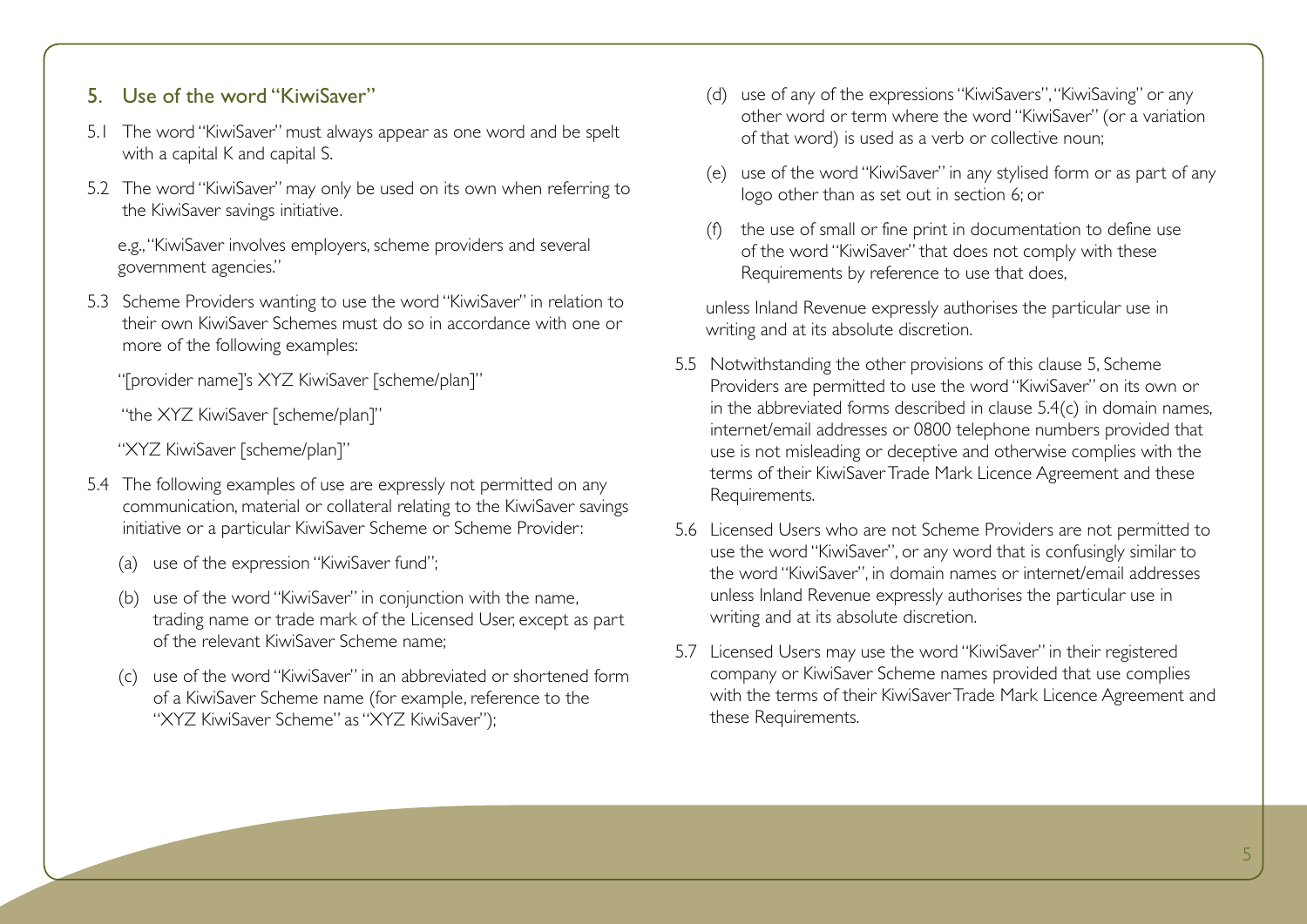## 5. Use of the word "KiwiSaver"

5.1 The word "KiwiSaver" must always appear as one word and be spelt with a capital K and capital S.

5.2 The word "KiwiSaver" may only be used on its own when referring to the KiwiSaver savings initiative.

e.g., "KiwiSaver involves employers, scheme providers and several government agencies."

5.3 Scheme Providers wanting to use the word "KiwiSaver" in relation to their own KiwiSaver Schemes must do so in accordance with one or more of the following examples:

"[provider name]'s XYZ KiwiSaver [scheme/plan]"

"the XYZ KiwiSaver [scheme/plan]"

"XYZ KiwiSaver [scheme/plan]"

5.4 The following examples of use are expressly not permitted on any communication, material or collateral relating to the KiwiSaver savings initiative or a particular KiwiSaver Scheme or Scheme Provider:

(a) use of the expression "KiwiSaver fund";

(b) use of the word "KiwiSaver" in conjunction with the name, trading name or trade mark of the Licensed User, except as part of the relevant KiwiSaver Scheme name;

(c) use of the word "KiwiSaver" in an abbreviated or shortened form of a KiwiSaver Scheme name (for example, reference to the "XYZ KiwiSaver Scheme" as "XYZ KiwiSaver");

(d) use of any of the expressions "KiwiSavers", "KiwiSaving" or any other word or term where the word "KiwiSaver" (or a variation of that word) is used as a verb or collective noun;

(e) use of the word "KiwiSaver" in any stylised form or as part of any logo other than as set out in section 6; or

(f) the use of small or fine print in documentation to define use of the word "KiwiSaver" that does not comply with these Requirements by reference to use that does,

unless Inland Revenue expressly authorises the particular use in writing and at its absolute discretion.

5.5 Notwithstanding the other provisions of this clause 5, Scheme Providers are permitted to use the word "KiwiSaver" on its own or in the abbreviated forms described in clause 5.4(c) in domain names, internet/email addresses or 0800 telephone numbers provided that use is not misleading or deceptive and otherwise complies with the terms of their KiwiSaver Trade Mark Licence Agreement and these Requirements.

5.6 Licensed Users who are not Scheme Providers are not permitted to use the word "KiwiSaver", or any word that is confusingly similar to the word "KiwiSaver", in domain names or internet/email addresses unless Inland Revenue expressly authorises the particular use in writing and at its absolute discretion.

5.7 Licensed Users may use the word "KiwiSaver" in their registered company or KiwiSaver Scheme names provided that use complies with the terms of their KiwiSaver Trade Mark Licence Agreement and these Requirements.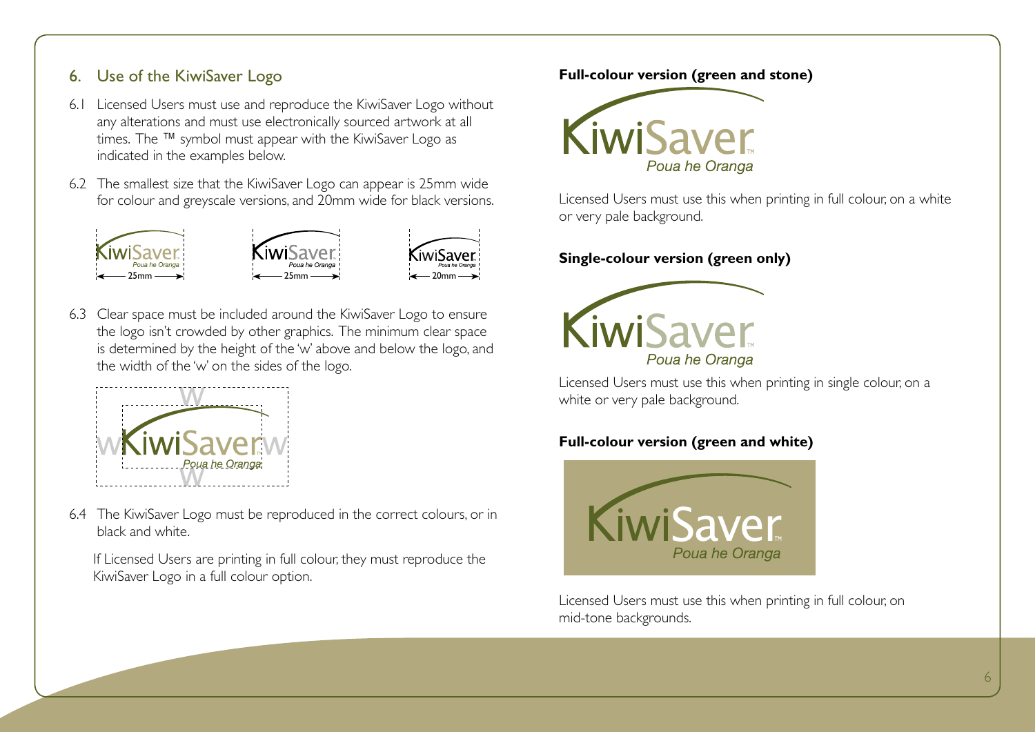## 6. Use of the KiwiSaver Logo

6.1 Licensed Users must use and reproduce the KiwiSaver Logo without any alterations and must use electronically sourced artwork at all times. The ™ symbol must appear with the KiwiSaver Logo as indicated in the examples below.

6.2 The smallest size that the KiwiSaver Logo can appear is 25mm wide for colour and greyscale versions, and 20mm wide for black versions.

6.3 Clear space must be included around the KiwiSaver Logo to ensure the logo isn't crowded by other graphics. The minimum clear space is determined by the height of the 'w' above and below the logo, and the width of the 'w' on the sides of the logo.

6.4 The KiwiSaver Logo must be reproduced in the correct colours, or in black and white.

If Licensed Users are printing in full colour, they must reproduce the KiwiSaver Logo in a full colour option.

**Full-colour version (green and stone)**

Licensed Users must use this when printing in full colour, on a white or very pale background.

**Single-colour version (green only)**

Licensed Users must use this when printing in single colour, on a white or very pale background.

**Full-colour version (green and white)**

Licensed Users must use this when printing in full colour, on mid-tone backgrounds.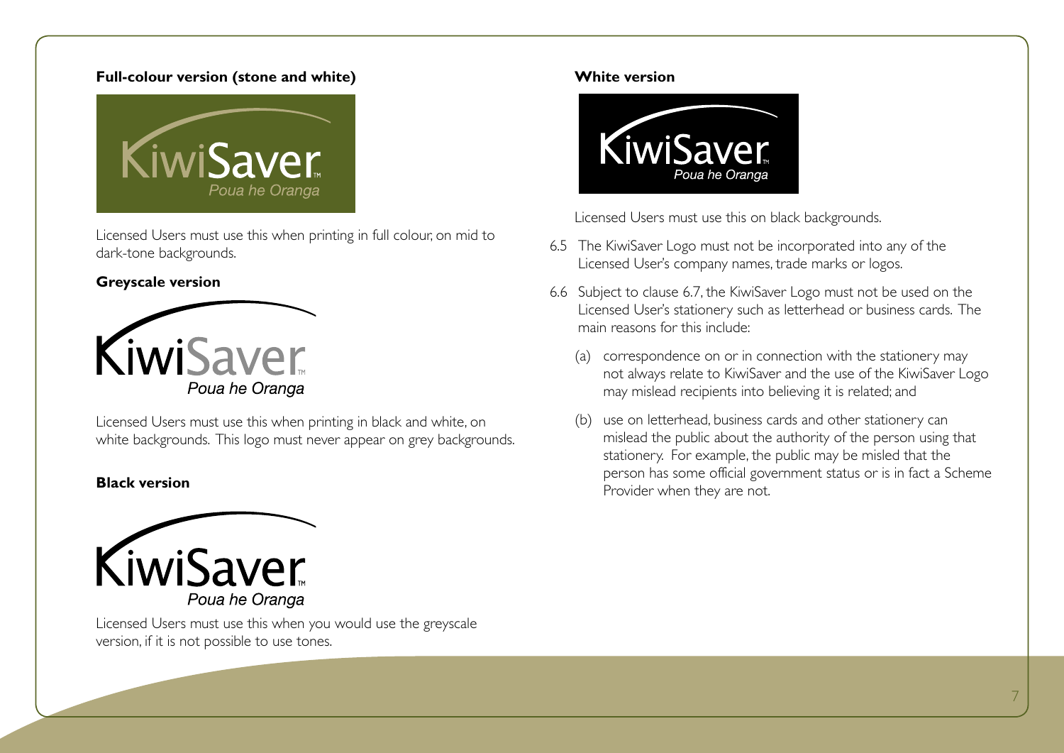**Full-colour version (stone and white)**

Licensed Users must use this when printing in full colour, on mid to dark-tone backgrounds.

**Greyscale version**

Licensed Users must use this when printing in black and white, on white backgrounds. This logo must never appear on grey backgrounds.

**Black version**

Licensed Users must use this when you would use the greyscale version, if it is not possible to use tones.

**White version**

Licensed Users must use this on black backgrounds.

6.5 The KiwiSaver Logo must not be incorporated into any of the Licensed User's company names, trade marks or logos.

6.6 Subject to clause 6.7, the KiwiSaver Logo must not be used on the Licensed User's stationery such as letterhead or business cards. The main reasons for this include:

(a) correspondence on or in connection with the stationery may not always relate to KiwiSaver and the use of the KiwiSaver Logo may mislead recipients into believing it is related; and

(b) use on letterhead, business cards and other stationery can mislead the public about the authority of the person using that stationery. For example, the public may be misled that the person has some official government status or is in fact a Scheme Provider when they are not.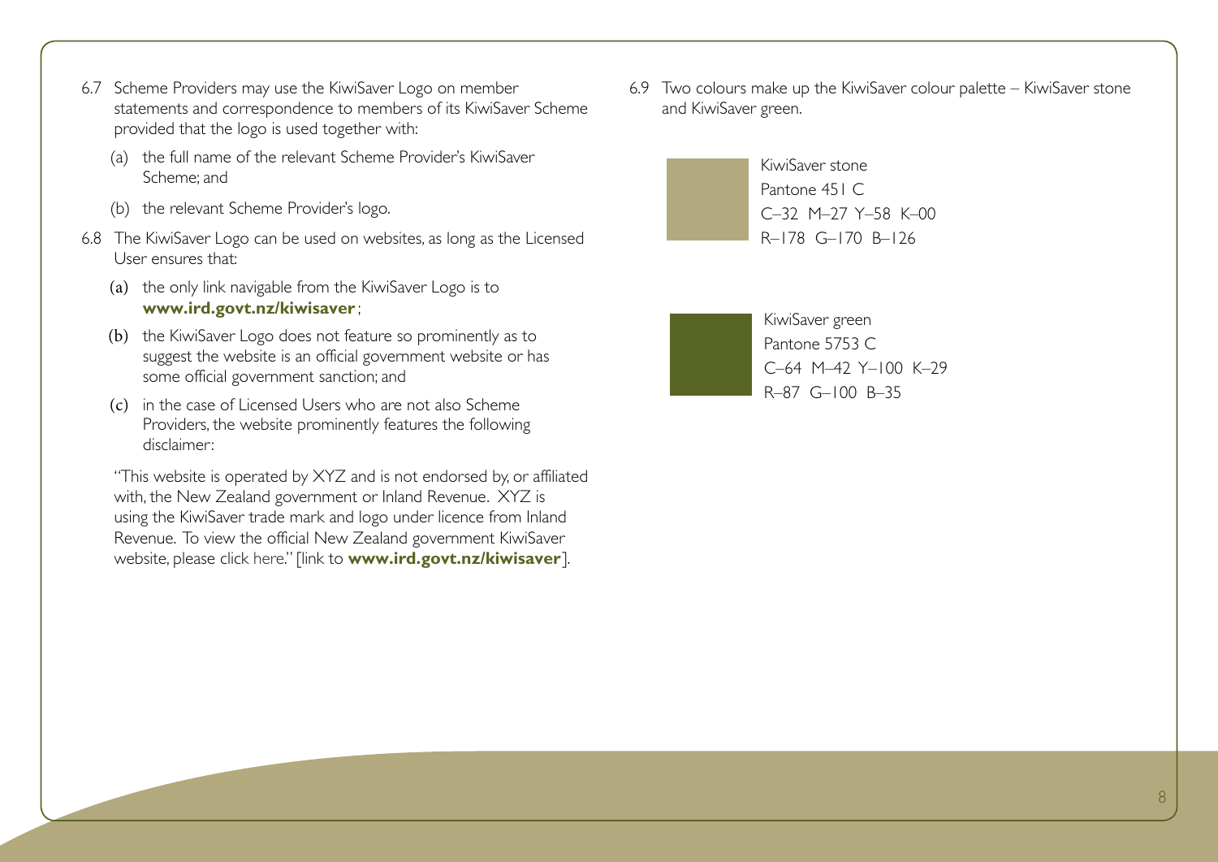6.7 Scheme Providers may use the KiwiSaver Logo on member statements and correspondence to members of its KiwiSaver Scheme provided that the logo is used together with:

(a) the full name of the relevant Scheme Provider's KiwiSaver Scheme; and

(b) the relevant Scheme Provider's logo.

6.8 The KiwiSaver Logo can be used on websites, as long as the Licensed User ensures that:

(a) the only link navigable from the KiwiSaver Logo is to **www.ird.govt.nz/kiwisaver**;

(b) the KiwiSaver Logo does not feature so prominently as to suggest the website is an official government website or has some official government sanction; and

(c) in the case of Licensed Users who are not also Scheme Providers, the website prominently features the following disclaimer:

"This website is operated by XYZ and is not endorsed by, or affiliated with, the New Zealand government or Inland Revenue. XYZ is using the KiwiSaver trade mark and logo under licence from Inland Revenue. To view the official New Zealand government KiwiSaver website, please click here." [link to **www.ird.govt.nz/kiwisaver**].

6.9 Two colours make up the KiwiSaver colour palette – KiwiSaver stone and KiwiSaver green.

KiwiSaver stone
Pantone 451 C
C–32 M–27 Y–58 K–00
R–178 G–170 B–126

KiwiSaver green
Pantone 5753 C
C–64 M–42 Y–100 K–29
R–87 G–100 B–35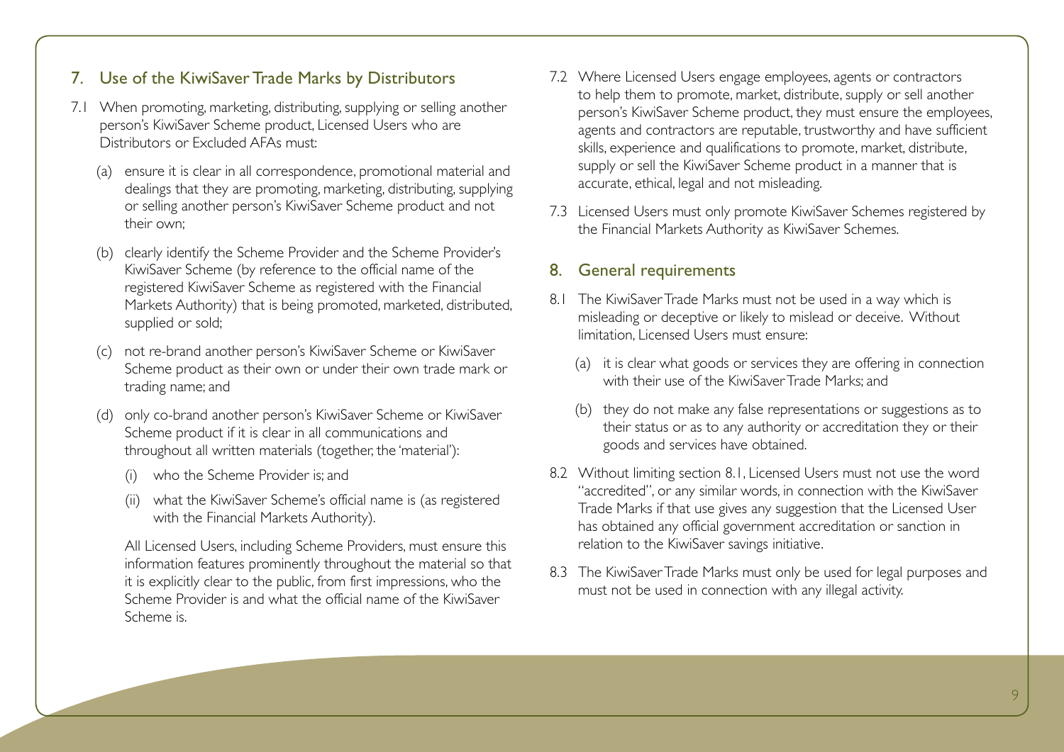## 7. Use of the KiwiSaver Trade Marks by Distributors

7.1 When promoting, marketing, distributing, supplying or selling another person's KiwiSaver Scheme product, Licensed Users who are Distributors or Excluded AFAs must:

(a) ensure it is clear in all correspondence, promotional material and dealings that they are promoting, marketing, distributing, supplying or selling another person's KiwiSaver Scheme product and not their own;

(b) clearly identify the Scheme Provider and the Scheme Provider's KiwiSaver Scheme (by reference to the official name of the registered KiwiSaver Scheme as registered with the Financial Markets Authority) that is being promoted, marketed, distributed, supplied or sold;

(c) not re-brand another person's KiwiSaver Scheme or KiwiSaver Scheme product as their own or under their own trade mark or trading name; and

(d) only co-brand another person's KiwiSaver Scheme or KiwiSaver Scheme product if it is clear in all communications and throughout all written materials (together, the 'material'):

(i) who the Scheme Provider is; and

(ii) what the KiwiSaver Scheme's official name is (as registered with the Financial Markets Authority).

All Licensed Users, including Scheme Providers, must ensure this information features prominently throughout the material so that it is explicitly clear to the public, from first impressions, who the Scheme Provider is and what the official name of the KiwiSaver Scheme is.

7.2 Where Licensed Users engage employees, agents or contractors to help them to promote, market, distribute, supply or sell another person's KiwiSaver Scheme product, they must ensure the employees, agents and contractors are reputable, trustworthy and have sufficient skills, experience and qualifications to promote, market, distribute, supply or sell the KiwiSaver Scheme product in a manner that is accurate, ethical, legal and not misleading.

7.3 Licensed Users must only promote KiwiSaver Schemes registered by the Financial Markets Authority as KiwiSaver Schemes.

## 8. General requirements

8.1 The KiwiSaver Trade Marks must not be used in a way which is misleading or deceptive or likely to mislead or deceive. Without limitation, Licensed Users must ensure:

(a) it is clear what goods or services they are offering in connection with their use of the KiwiSaver Trade Marks; and

(b) they do not make any false representations or suggestions as to their status or as to any authority or accreditation they or their goods and services have obtained.

8.2 Without limiting section 8.1, Licensed Users must not use the word "accredited", or any similar words, in connection with the KiwiSaver Trade Marks if that use gives any suggestion that the Licensed User has obtained any official government accreditation or sanction in relation to the KiwiSaver savings initiative.

8.3 The KiwiSaver Trade Marks must only be used for legal purposes and must not be used in connection with any illegal activity.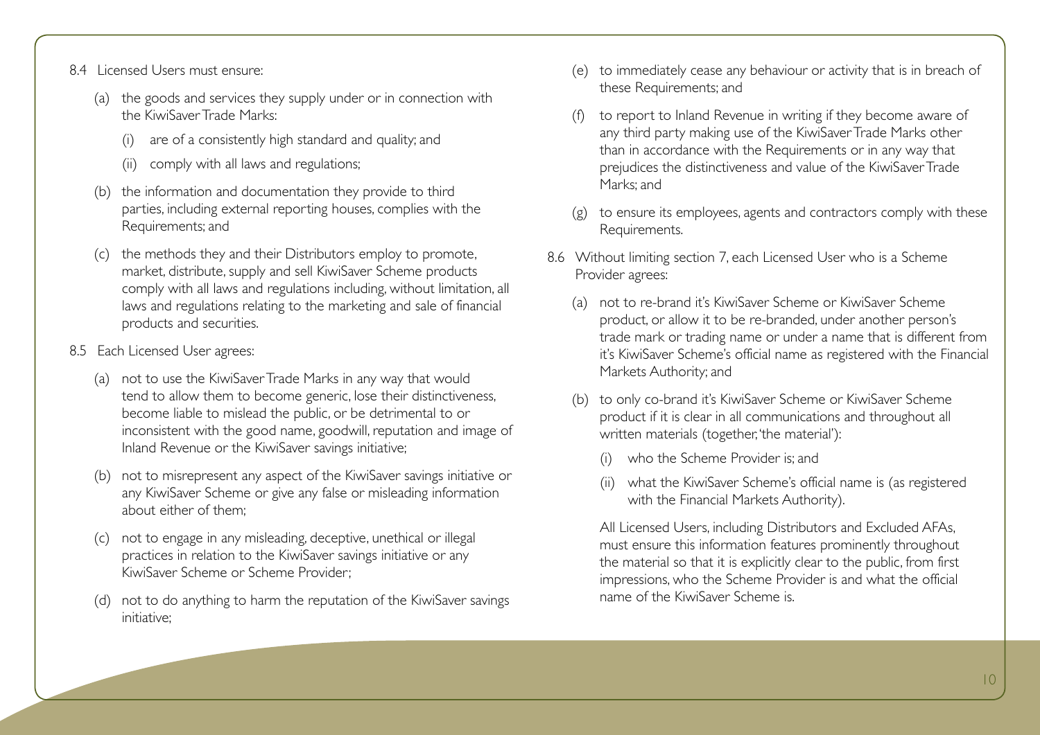8.4 Licensed Users must ensure:

(a) the goods and services they supply under or in connection with the KiwiSaver Trade Marks:

(i) are of a consistently high standard and quality; and

(ii) comply with all laws and regulations;

(b) the information and documentation they provide to third parties, including external reporting houses, complies with the Requirements; and

(c) the methods they and their Distributors employ to promote, market, distribute, supply and sell KiwiSaver Scheme products comply with all laws and regulations including, without limitation, all laws and regulations relating to the marketing and sale of financial products and securities.

8.5 Each Licensed User agrees:

(a) not to use the KiwiSaver Trade Marks in any way that would tend to allow them to become generic, lose their distinctiveness, become liable to mislead the public, or be detrimental to or inconsistent with the good name, goodwill, reputation and image of Inland Revenue or the KiwiSaver savings initiative;

(b) not to misrepresent any aspect of the KiwiSaver savings initiative or any KiwiSaver Scheme or give any false or misleading information about either of them;

(c) not to engage in any misleading, deceptive, unethical or illegal practices in relation to the KiwiSaver savings initiative or any KiwiSaver Scheme or Scheme Provider;

(d) not to do anything to harm the reputation of the KiwiSaver savings initiative;

(e) to immediately cease any behaviour or activity that is in breach of these Requirements; and

(f) to report to Inland Revenue in writing if they become aware of any third party making use of the KiwiSaver Trade Marks other than in accordance with the Requirements or in any way that prejudices the distinctiveness and value of the KiwiSaver Trade Marks; and

(g) to ensure its employees, agents and contractors comply with these Requirements.

8.6 Without limiting section 7, each Licensed User who is a Scheme Provider agrees:

(a) not to re-brand it's KiwiSaver Scheme or KiwiSaver Scheme product, or allow it to be re-branded, under another person's trade mark or trading name or under a name that is different from it's KiwiSaver Scheme's official name as registered with the Financial Markets Authority; and

(b) to only co-brand it's KiwiSaver Scheme or KiwiSaver Scheme product if it is clear in all communications and throughout all written materials (together, 'the material'):

(i) who the Scheme Provider is; and

(ii) what the KiwiSaver Scheme's official name is (as registered with the Financial Markets Authority).

All Licensed Users, including Distributors and Excluded AFAs, must ensure this information features prominently throughout the material so that it is explicitly clear to the public, from first impressions, who the Scheme Provider is and what the official name of the KiwiSaver Scheme is.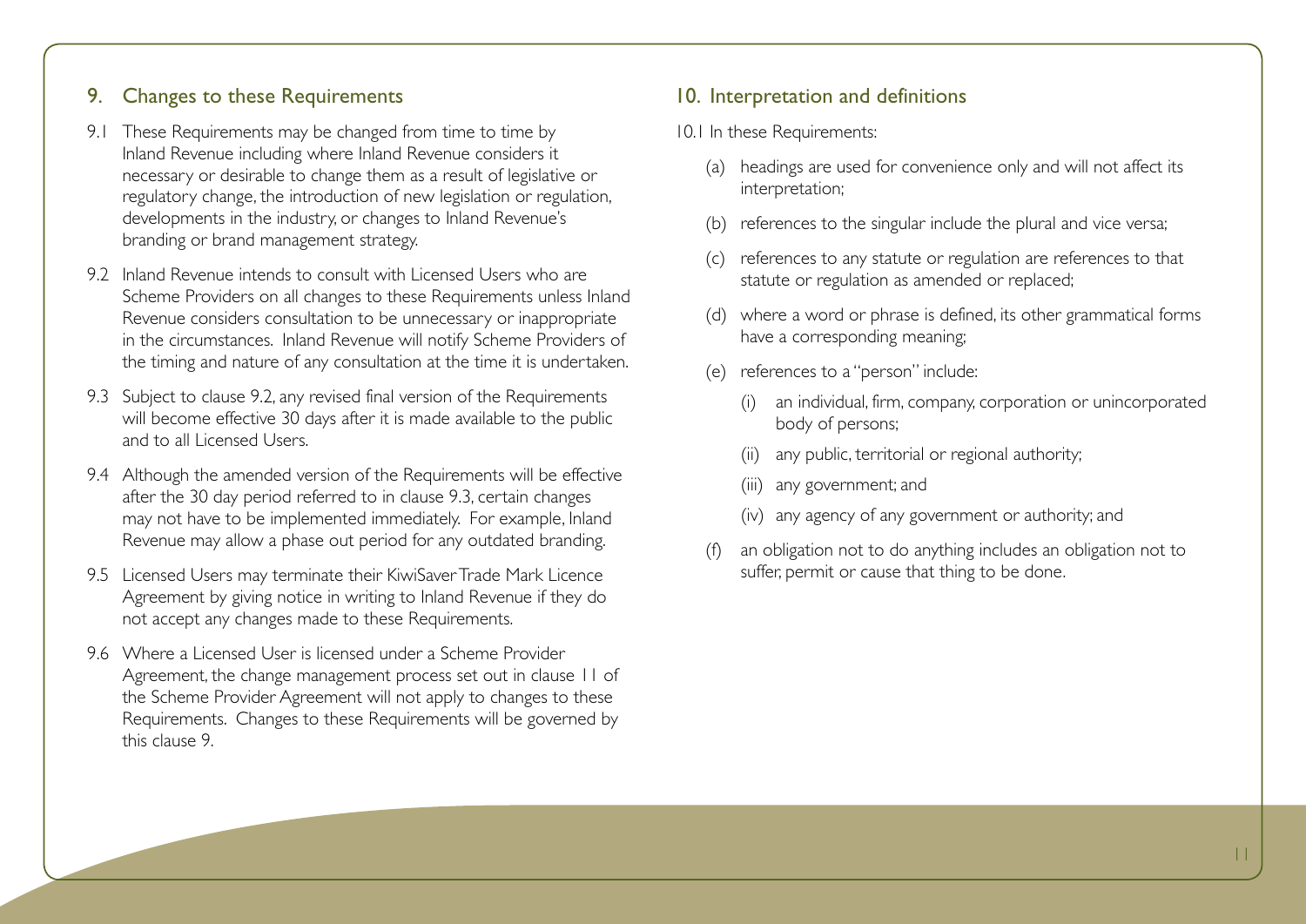## 9. Changes to these Requirements

9.1 These Requirements may be changed from time to time by Inland Revenue including where Inland Revenue considers it necessary or desirable to change them as a result of legislative or regulatory change, the introduction of new legislation or regulation, developments in the industry, or changes to Inland Revenue's branding or brand management strategy.

9.2 Inland Revenue intends to consult with Licensed Users who are Scheme Providers on all changes to these Requirements unless Inland Revenue considers consultation to be unnecessary or inappropriate in the circumstances. Inland Revenue will notify Scheme Providers of the timing and nature of any consultation at the time it is undertaken.

9.3 Subject to clause 9.2, any revised final version of the Requirements will become effective 30 days after it is made available to the public and to all Licensed Users.

9.4 Although the amended version of the Requirements will be effective after the 30 day period referred to in clause 9.3, certain changes may not have to be implemented immediately. For example, Inland Revenue may allow a phase out period for any outdated branding.

9.5 Licensed Users may terminate their KiwiSaver Trade Mark Licence Agreement by giving notice in writing to Inland Revenue if they do not accept any changes made to these Requirements.

9.6 Where a Licensed User is licensed under a Scheme Provider Agreement, the change management process set out in clause 11 of the Scheme Provider Agreement will not apply to changes to these Requirements. Changes to these Requirements will be governed by this clause 9.

## 10. Interpretation and definitions

10.1 In these Requirements:

(a) headings are used for convenience only and will not affect its interpretation;

(b) references to the singular include the plural and vice versa;

(c) references to any statute or regulation are references to that statute or regulation as amended or replaced;

(d) where a word or phrase is defined, its other grammatical forms have a corresponding meaning;

(e) references to a "person" include:

  (i) an individual, firm, company, corporation or unincorporated body of persons;

  (ii) any public, territorial or regional authority;

  (iii) any government; and

  (iv) any agency of any government or authority; and

(f) an obligation not to do anything includes an obligation not to suffer, permit or cause that thing to be done.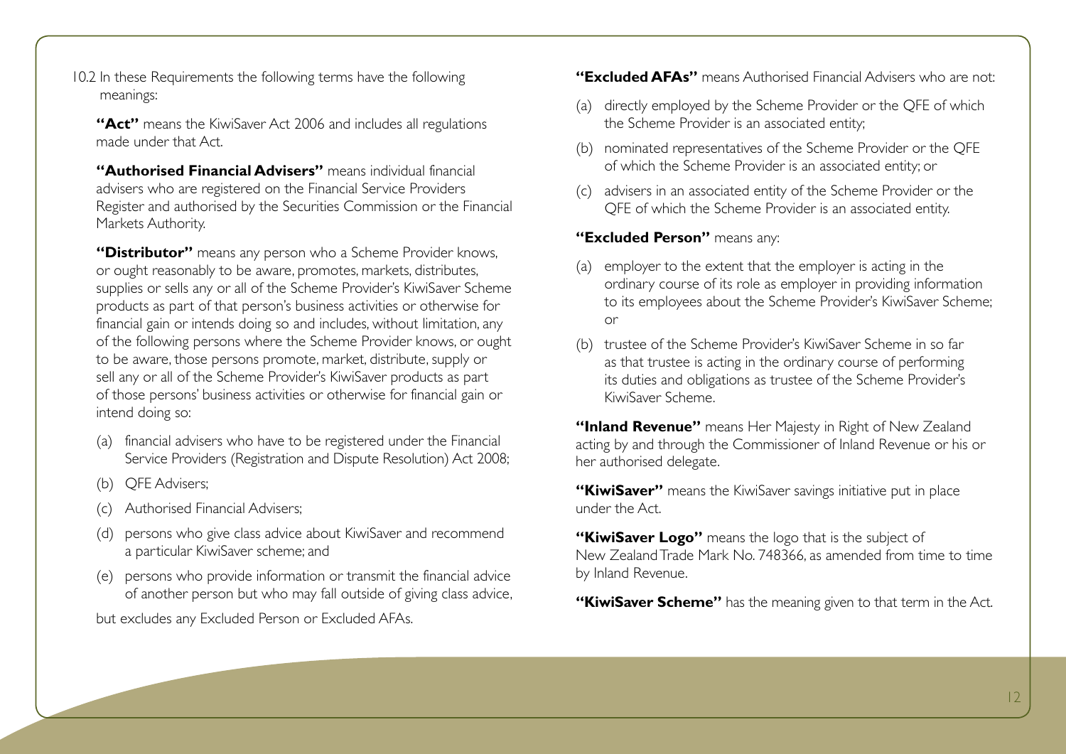10.2 In these Requirements the following terms have the following meanings:

**"Act"** means the KiwiSaver Act 2006 and includes all regulations made under that Act.

**"Authorised Financial Advisers"** means individual financial advisers who are registered on the Financial Service Providers Register and authorised by the Securities Commission or the Financial Markets Authority.

**"Distributor"** means any person who a Scheme Provider knows, or ought reasonably to be aware, promotes, markets, distributes, supplies or sells any or all of the Scheme Provider's KiwiSaver Scheme products as part of that person's business activities or otherwise for financial gain or intends doing so and includes, without limitation, any of the following persons where the Scheme Provider knows, or ought to be aware, those persons promote, market, distribute, supply or sell any or all of the Scheme Provider's KiwiSaver products as part of those persons' business activities or otherwise for financial gain or intend doing so:

(a) financial advisers who have to be registered under the Financial Service Providers (Registration and Dispute Resolution) Act 2008;

(b) QFE Advisers;

(c) Authorised Financial Advisers;

(d) persons who give class advice about KiwiSaver and recommend a particular KiwiSaver scheme; and

(e) persons who provide information or transmit the financial advice of another person but who may fall outside of giving class advice,

but excludes any Excluded Person or Excluded AFAs.

**"Excluded AFAs"** means Authorised Financial Advisers who are not:

(a) directly employed by the Scheme Provider or the QFE of which the Scheme Provider is an associated entity;

(b) nominated representatives of the Scheme Provider or the QFE of which the Scheme Provider is an associated entity; or

(c) advisers in an associated entity of the Scheme Provider or the QFE of which the Scheme Provider is an associated entity.

**"Excluded Person"** means any:

(a) employer to the extent that the employer is acting in the ordinary course of its role as employer in providing information to its employees about the Scheme Provider's KiwiSaver Scheme; or

(b) trustee of the Scheme Provider's KiwiSaver Scheme in so far as that trustee is acting in the ordinary course of performing its duties and obligations as trustee of the Scheme Provider's KiwiSaver Scheme.

**"Inland Revenue"** means Her Majesty in Right of New Zealand acting by and through the Commissioner of Inland Revenue or his or her authorised delegate.

**"KiwiSaver"** means the KiwiSaver savings initiative put in place under the Act.

**"KiwiSaver Logo"** means the logo that is the subject of New Zealand Trade Mark No. 748366, as amended from time to time by Inland Revenue.

**"KiwiSaver Scheme"** has the meaning given to that term in the Act.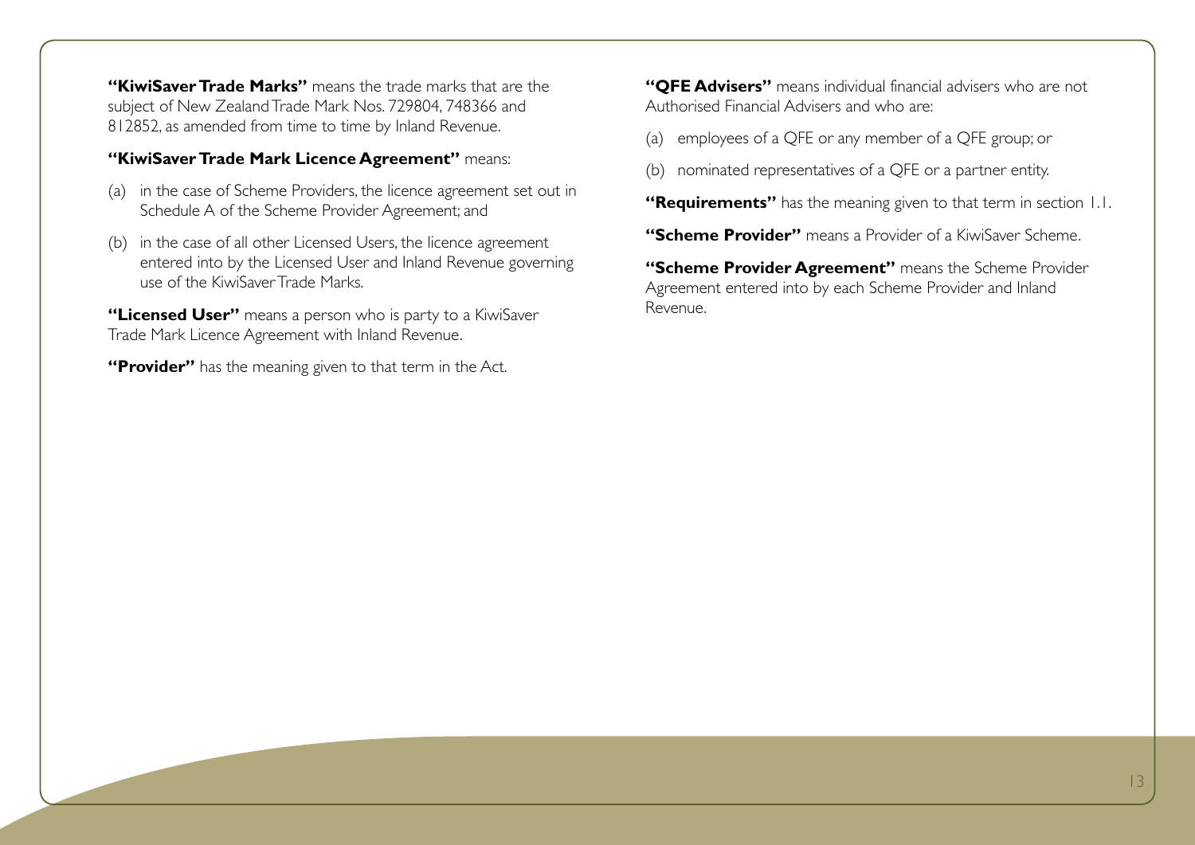**"KiwiSaver Trade Marks"** means the trade marks that are the subject of New Zealand Trade Mark Nos. 729804, 748366 and 812852, as amended from time to time by Inland Revenue.

**"KiwiSaver Trade Mark Licence Agreement"** means:

(a) in the case of Scheme Providers, the licence agreement set out in Schedule A of the Scheme Provider Agreement; and

(b) in the case of all other Licensed Users, the licence agreement entered into by the Licensed User and Inland Revenue governing use of the KiwiSaver Trade Marks.

**"Licensed User"** means a person who is party to a KiwiSaver Trade Mark Licence Agreement with Inland Revenue.

**"Provider"** has the meaning given to that term in the Act.

**"QFE Advisers"** means individual financial advisers who are not Authorised Financial Advisers and who are:

(a) employees of a QFE or any member of a QFE group; or

(b) nominated representatives of a QFE or a partner entity.

**"Requirements"** has the meaning given to that term in section 1.1.

**"Scheme Provider"** means a Provider of a KiwiSaver Scheme.

**"Scheme Provider Agreement"** means the Scheme Provider Agreement entered into by each Scheme Provider and Inland Revenue.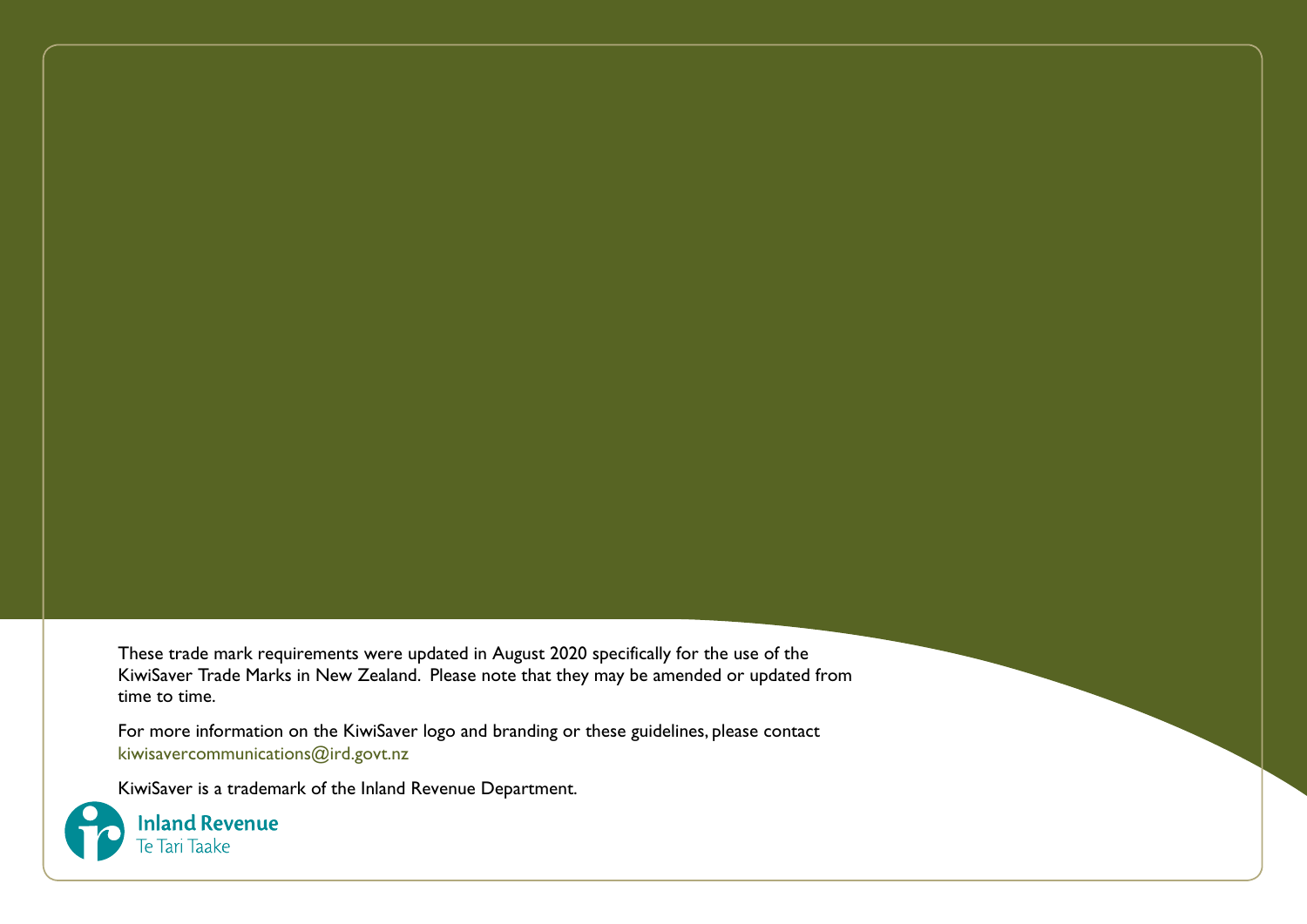These trade mark requirements were updated in August 2020 specifically for the use of the KiwiSaver Trade Marks in New Zealand. Please note that they may be amended or updated from time to time.

For more information on the KiwiSaver logo and branding or these guidelines, please contact kiwisavercommunications@ird.govt.nz

KiwiSaver is a trademark of the Inland Revenue Department.

Inland Revenue
Te Tari Taake